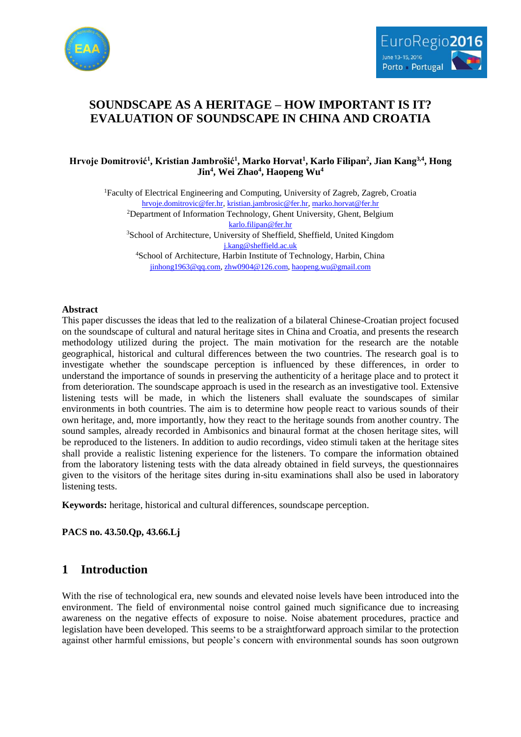# SOUNDSCAPE AS A HERITAGE – HOW IMPORTANT IS IT? EVALUATION OF SOUNDSCAPE IN CHINA AND CROATIA

**Hrvoje Domitrović[1], Kristian Jambrošić[1], Marko Horvat[1], Karlo Filipan[2], Jian Kang[3,4], Hong Jin[4], Wei Zhao[4], Haopeng Wu[4]**

[1]Faculty of Electrical Engineering and Computing, University of Zagreb, Zagreb, Croatia
hrvoje.domitrovic@fer.hr, kristian.jambrosic@fer.hr, marko.horvat@fer.hr
[2]Department of Information Technology, Ghent University, Ghent, Belgium
karlo.filipan@fer.hr
[3]School of Architecture, University of Sheffield, Sheffield, United Kingdom
j.kang@sheffield.ac.uk
[4]School of Architecture, Harbin Institute of Technology, Harbin, China
jinhong1963@qq.com, zhw0904@126.com, haopeng.wu@gmail.com

**Abstract**

This paper discusses the ideas that led to the realization of a bilateral Chinese-Croatian project focused on the soundscape of cultural and natural heritage sites in China and Croatia, and presents the research methodology utilized during the project. The main motivation for the research are the notable geographical, historical and cultural differences between the two countries. The research goal is to investigate whether the soundscape perception is influenced by these differences, in order to understand the importance of sounds in preserving the authenticity of a heritage place and to protect it from deterioration. The soundscape approach is used in the research as an investigative tool. Extensive listening tests will be made, in which the listeners shall evaluate the soundscapes of similar environments in both countries. The aim is to determine how people react to various sounds of their own heritage, and, more importantly, how they react to the heritage sounds from another country. The sound samples, already recorded in Ambisonics and binaural format at the chosen heritage sites, will be reproduced to the listeners. In addition to audio recordings, video stimuli taken at the heritage sites shall provide a realistic listening experience for the listeners. To compare the information obtained from the laboratory listening tests with the data already obtained in field surveys, the questionnaires given to the visitors of the heritage sites during in-situ examinations shall also be used in laboratory listening tests.

**Keywords:** heritage, historical and cultural differences, soundscape perception.

**PACS no. 43.50.Qp, 43.66.Lj**

## 1 Introduction

With the rise of technological era, new sounds and elevated noise levels have been introduced into the environment. The field of environmental noise control gained much significance due to increasing awareness on the negative effects of exposure to noise. Noise abatement procedures, practice and legislation have been developed. This seems to be a straightforward approach similar to the protection against other harmful emissions, but people's concern with environmental sounds has soon outgrown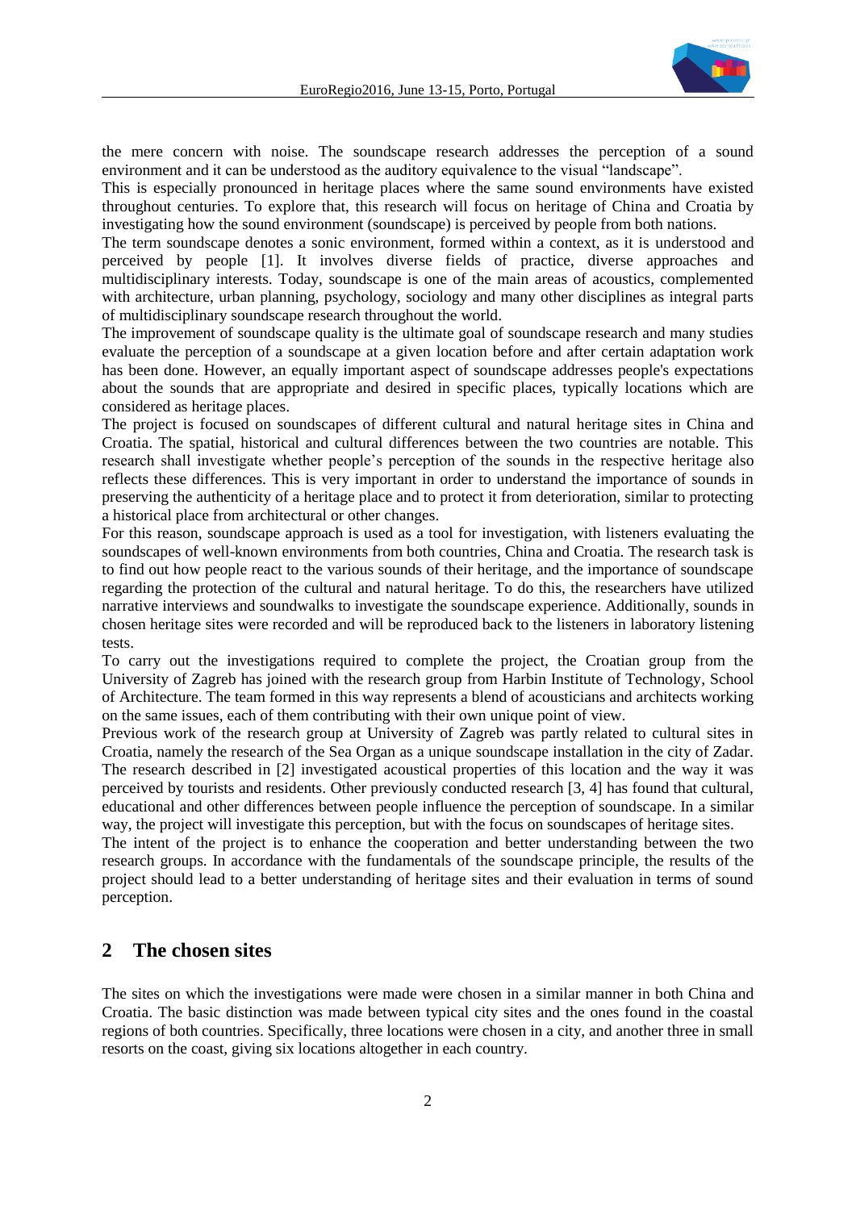the mere concern with noise. The soundscape research addresses the perception of a sound environment and it can be understood as the auditory equivalence to the visual "landscape".

This is especially pronounced in heritage places where the same sound environments have existed throughout centuries. To explore that, this research will focus on heritage of China and Croatia by investigating how the sound environment (soundscape) is perceived by people from both nations.

The term soundscape denotes a sonic environment, formed within a context, as it is understood and perceived by people [1]. It involves diverse fields of practice, diverse approaches and multidisciplinary interests. Today, soundscape is one of the main areas of acoustics, complemented with architecture, urban planning, psychology, sociology and many other disciplines as integral parts of multidisciplinary soundscape research throughout the world.

The improvement of soundscape quality is the ultimate goal of soundscape research and many studies evaluate the perception of a soundscape at a given location before and after certain adaptation work has been done. However, an equally important aspect of soundscape addresses people's expectations about the sounds that are appropriate and desired in specific places, typically locations which are considered as heritage places.

The project is focused on soundscapes of different cultural and natural heritage sites in China and Croatia. The spatial, historical and cultural differences between the two countries are notable. This research shall investigate whether people's perception of the sounds in the respective heritage also reflects these differences. This is very important in order to understand the importance of sounds in preserving the authenticity of a heritage place and to protect it from deterioration, similar to protecting a historical place from architectural or other changes.

For this reason, soundscape approach is used as a tool for investigation, with listeners evaluating the soundscapes of well-known environments from both countries, China and Croatia. The research task is to find out how people react to the various sounds of their heritage, and the importance of soundscape regarding the protection of the cultural and natural heritage. To do this, the researchers have utilized narrative interviews and soundwalks to investigate the soundscape experience. Additionally, sounds in chosen heritage sites were recorded and will be reproduced back to the listeners in laboratory listening tests.

To carry out the investigations required to complete the project, the Croatian group from the University of Zagreb has joined with the research group from Harbin Institute of Technology, School of Architecture. The team formed in this way represents a blend of acousticians and architects working on the same issues, each of them contributing with their own unique point of view.

Previous work of the research group at University of Zagreb was partly related to cultural sites in Croatia, namely the research of the Sea Organ as a unique soundscape installation in the city of Zadar. The research described in [2] investigated acoustical properties of this location and the way it was perceived by tourists and residents. Other previously conducted research [3, 4] has found that cultural, educational and other differences between people influence the perception of soundscape. In a similar way, the project will investigate this perception, but with the focus on soundscapes of heritage sites.

The intent of the project is to enhance the cooperation and better understanding between the two research groups. In accordance with the fundamentals of the soundscape principle, the results of the project should lead to a better understanding of heritage sites and their evaluation in terms of sound perception.

## 2 The chosen sites

The sites on which the investigations were made were chosen in a similar manner in both China and Croatia. The basic distinction was made between typical city sites and the ones found in the coastal regions of both countries. Specifically, three locations were chosen in a city, and another three in small resorts on the coast, giving six locations altogether in each country.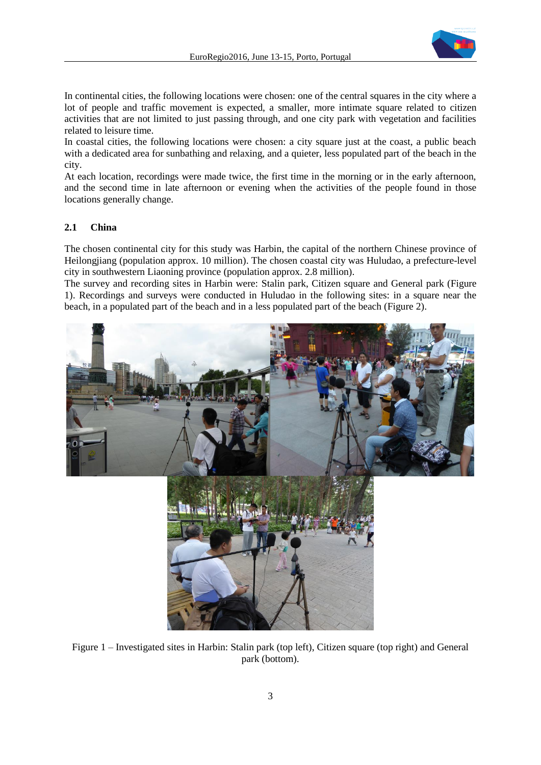In continental cities, the following locations were chosen: one of the central squares in the city where a lot of people and traffic movement is expected, a smaller, more intimate square related to citizen activities that are not limited to just passing through, and one city park with vegetation and facilities related to leisure time.

In coastal cities, the following locations were chosen: a city square just at the coast, a public beach with a dedicated area for sunbathing and relaxing, and a quieter, less populated part of the beach in the city.

At each location, recordings were made twice, the first time in the morning or in the early afternoon, and the second time in late afternoon or evening when the activities of the people found in those locations generally change.

### 2.1 China

The chosen continental city for this study was Harbin, the capital of the northern Chinese province of Heilongjiang (population approx. 10 million). The chosen coastal city was Huludao, a prefecture-level city in southwestern Liaoning province (population approx. 2.8 million).

The survey and recording sites in Harbin were: Stalin park, Citizen square and General park (Figure 1). Recordings and surveys were conducted in Huludao in the following sites: in a square near the beach, in a populated part of the beach and in a less populated part of the beach (Figure 2).

Figure 1 – Investigated sites in Harbin: Stalin park (top left), Citizen square (top right) and General park (bottom).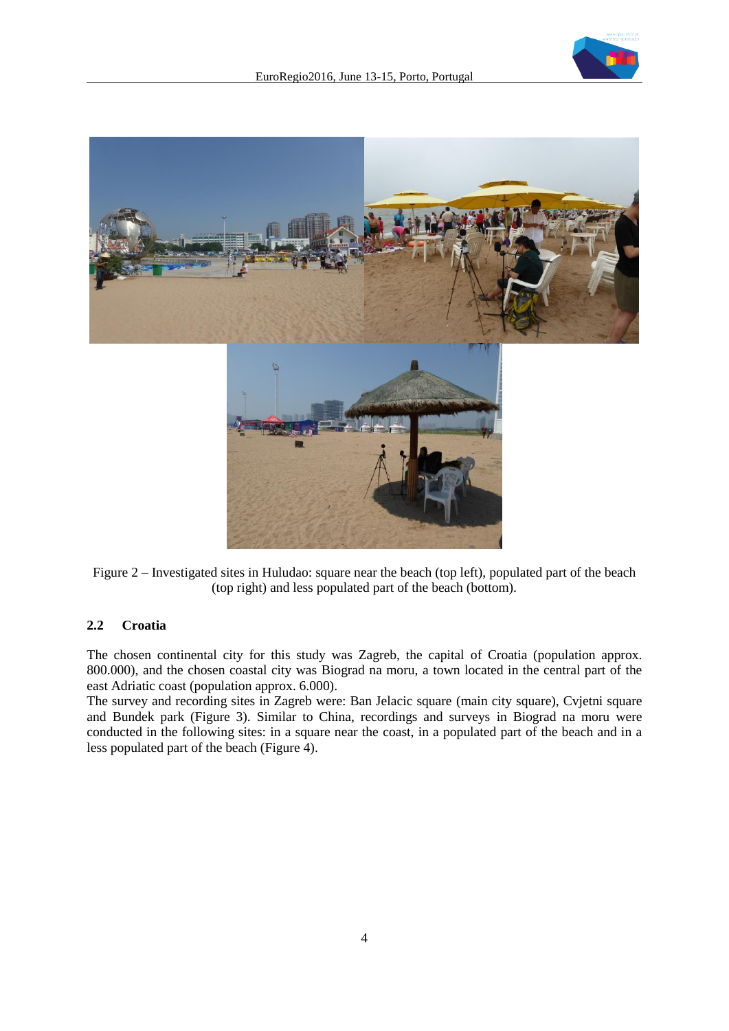Figure 2 – Investigated sites in Huludao: square near the beach (top left), populated part of the beach (top right) and less populated part of the beach (bottom).

### 2.2 Croatia

The chosen continental city for this study was Zagreb, the capital of Croatia (population approx. 800.000), and the chosen coastal city was Biograd na moru, a town located in the central part of the east Adriatic coast (population approx. 6.000).

The survey and recording sites in Zagreb were: Ban Jelacic square (main city square), Cvjetni square and Bundek park (Figure 3). Similar to China, recordings and surveys in Biograd na moru were conducted in the following sites: in a square near the coast, in a populated part of the beach and in a less populated part of the beach (Figure 4).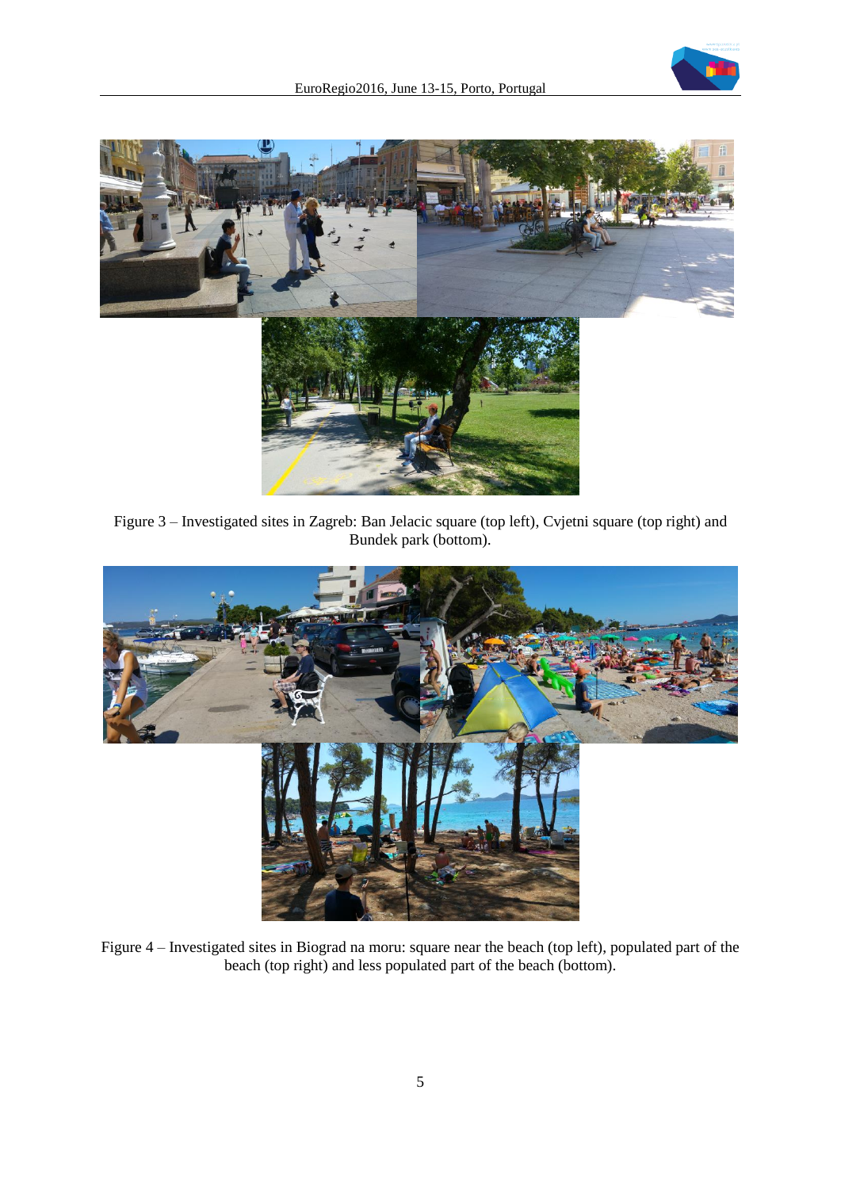Figure 3 – Investigated sites in Zagreb: Ban Jelacic square (top left), Cvjetni square (top right) and Bundek park (bottom).

Figure 4 – Investigated sites in Biograd na moru: square near the beach (top left), populated part of the beach (top right) and less populated part of the beach (bottom).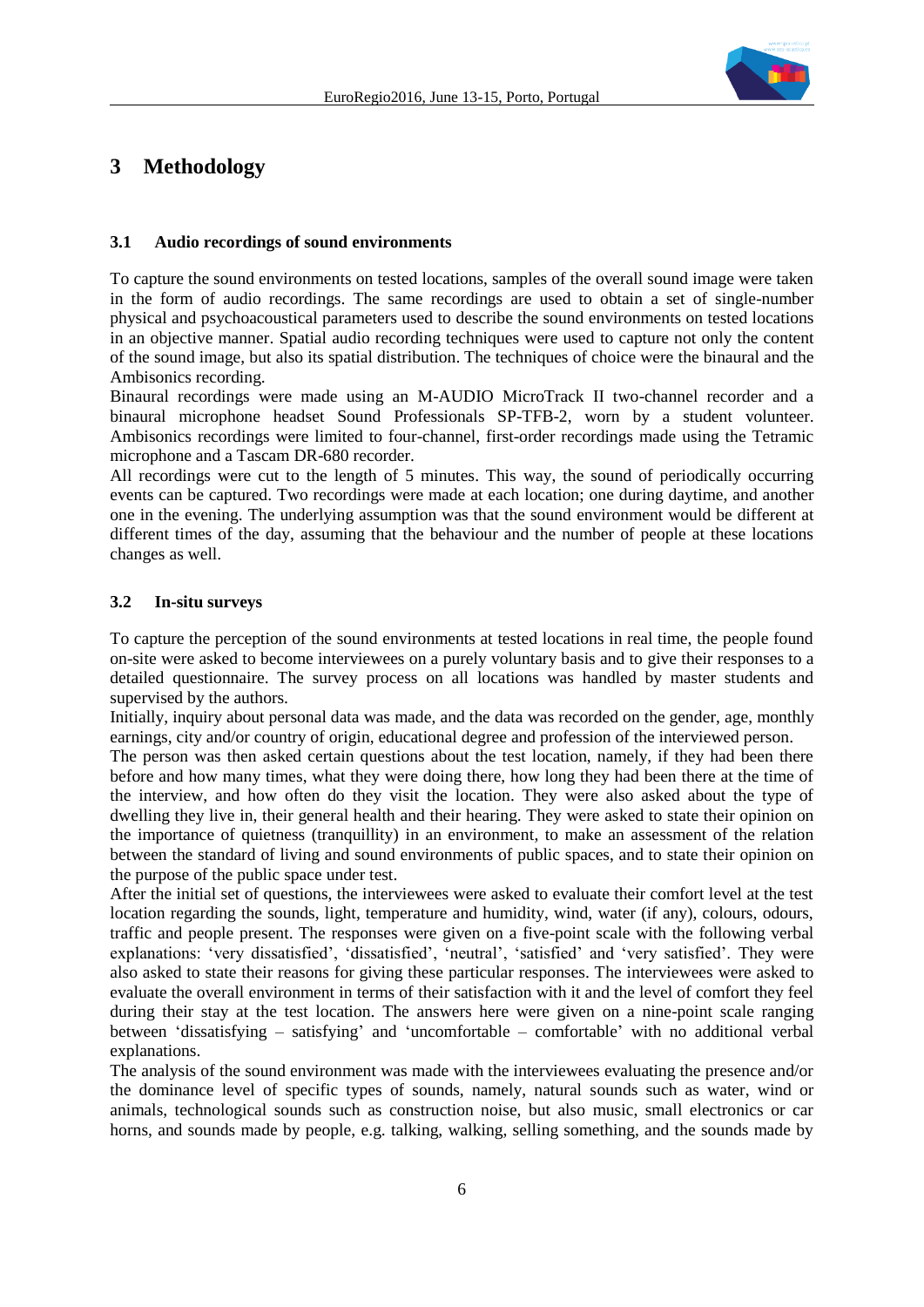## 3 Methodology

### 3.1 Audio recordings of sound environments

To capture the sound environments on tested locations, samples of the overall sound image were taken in the form of audio recordings. The same recordings are used to obtain a set of single-number physical and psychoacoustical parameters used to describe the sound environments on tested locations in an objective manner. Spatial audio recording techniques were used to capture not only the content of the sound image, but also its spatial distribution. The techniques of choice were the binaural and the Ambisonics recording.

Binaural recordings were made using an M-AUDIO MicroTrack II two-channel recorder and a binaural microphone headset Sound Professionals SP-TFB-2, worn by a student volunteer. Ambisonics recordings were limited to four-channel, first-order recordings made using the Tetramic microphone and a Tascam DR-680 recorder.

All recordings were cut to the length of 5 minutes. This way, the sound of periodically occurring events can be captured. Two recordings were made at each location; one during daytime, and another one in the evening. The underlying assumption was that the sound environment would be different at different times of the day, assuming that the behaviour and the number of people at these locations changes as well.

### 3.2 In-situ surveys

To capture the perception of the sound environments at tested locations in real time, the people found on-site were asked to become interviewees on a purely voluntary basis and to give their responses to a detailed questionnaire. The survey process on all locations was handled by master students and supervised by the authors.

Initially, inquiry about personal data was made, and the data was recorded on the gender, age, monthly earnings, city and/or country of origin, educational degree and profession of the interviewed person.

The person was then asked certain questions about the test location, namely, if they had been there before and how many times, what they were doing there, how long they had been there at the time of the interview, and how often do they visit the location. They were also asked about the type of dwelling they live in, their general health and their hearing. They were asked to state their opinion on the importance of quietness (tranquillity) in an environment, to make an assessment of the relation between the standard of living and sound environments of public spaces, and to state their opinion on the purpose of the public space under test.

After the initial set of questions, the interviewees were asked to evaluate their comfort level at the test location regarding the sounds, light, temperature and humidity, wind, water (if any), colours, odours, traffic and people present. The responses were given on a five-point scale with the following verbal explanations: 'very dissatisfied', 'dissatisfied', 'neutral', 'satisfied' and 'very satisfied'. They were also asked to state their reasons for giving these particular responses. The interviewees were asked to evaluate the overall environment in terms of their satisfaction with it and the level of comfort they feel during their stay at the test location. The answers here were given on a nine-point scale ranging between 'dissatisfying – satisfying' and 'uncomfortable – comfortable' with no additional verbal explanations.

The analysis of the sound environment was made with the interviewees evaluating the presence and/or the dominance level of specific types of sounds, namely, natural sounds such as water, wind or animals, technological sounds such as construction noise, but also music, small electronics or car horns, and sounds made by people, e.g. talking, walking, selling something, and the sounds made by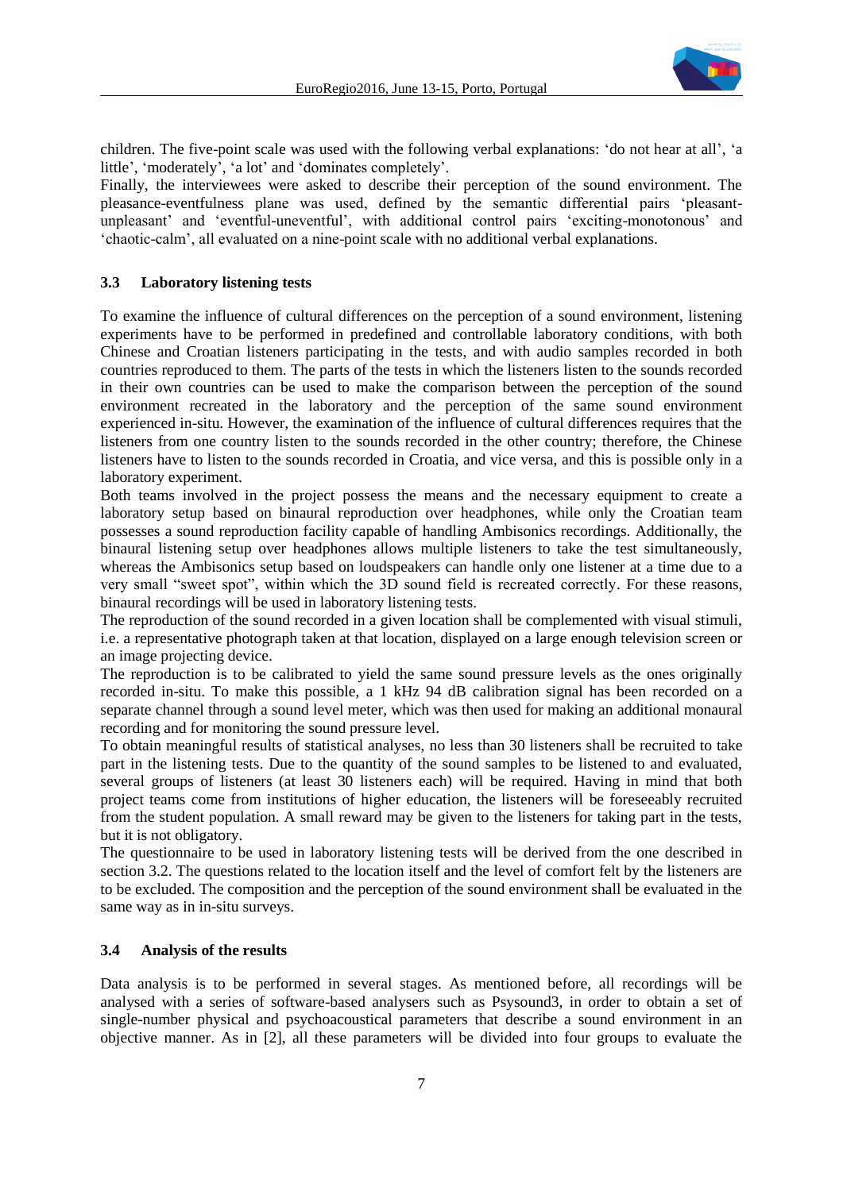children. The five-point scale was used with the following verbal explanations: 'do not hear at all', 'a little', 'moderately', 'a lot' and 'dominates completely'.

Finally, the interviewees were asked to describe their perception of the sound environment. The pleasance-eventfulness plane was used, defined by the semantic differential pairs 'pleasant-unpleasant' and 'eventful-uneventful', with additional control pairs 'exciting-monotonous' and 'chaotic-calm', all evaluated on a nine-point scale with no additional verbal explanations.

### 3.3 Laboratory listening tests

To examine the influence of cultural differences on the perception of a sound environment, listening experiments have to be performed in predefined and controllable laboratory conditions, with both Chinese and Croatian listeners participating in the tests, and with audio samples recorded in both countries reproduced to them. The parts of the tests in which the listeners listen to the sounds recorded in their own countries can be used to make the comparison between the perception of the sound environment recreated in the laboratory and the perception of the same sound environment experienced in-situ. However, the examination of the influence of cultural differences requires that the listeners from one country listen to the sounds recorded in the other country; therefore, the Chinese listeners have to listen to the sounds recorded in Croatia, and vice versa, and this is possible only in a laboratory experiment.

Both teams involved in the project possess the means and the necessary equipment to create a laboratory setup based on binaural reproduction over headphones, while only the Croatian team possesses a sound reproduction facility capable of handling Ambisonics recordings. Additionally, the binaural listening setup over headphones allows multiple listeners to take the test simultaneously, whereas the Ambisonics setup based on loudspeakers can handle only one listener at a time due to a very small "sweet spot", within which the 3D sound field is recreated correctly. For these reasons, binaural recordings will be used in laboratory listening tests.

The reproduction of the sound recorded in a given location shall be complemented with visual stimuli, i.e. a representative photograph taken at that location, displayed on a large enough television screen or an image projecting device.

The reproduction is to be calibrated to yield the same sound pressure levels as the ones originally recorded in-situ. To make this possible, a 1 kHz 94 dB calibration signal has been recorded on a separate channel through a sound level meter, which was then used for making an additional monaural recording and for monitoring the sound pressure level.

To obtain meaningful results of statistical analyses, no less than 30 listeners shall be recruited to take part in the listening tests. Due to the quantity of the sound samples to be listened to and evaluated, several groups of listeners (at least 30 listeners each) will be required. Having in mind that both project teams come from institutions of higher education, the listeners will be foreseeably recruited from the student population. A small reward may be given to the listeners for taking part in the tests, but it is not obligatory.

The questionnaire to be used in laboratory listening tests will be derived from the one described in section 3.2. The questions related to the location itself and the level of comfort felt by the listeners are to be excluded. The composition and the perception of the sound environment shall be evaluated in the same way as in in-situ surveys.

### 3.4 Analysis of the results

Data analysis is to be performed in several stages. As mentioned before, all recordings will be analysed with a series of software-based analysers such as Psysound3, in order to obtain a set of single-number physical and psychoacoustical parameters that describe a sound environment in an objective manner. As in [2], all these parameters will be divided into four groups to evaluate the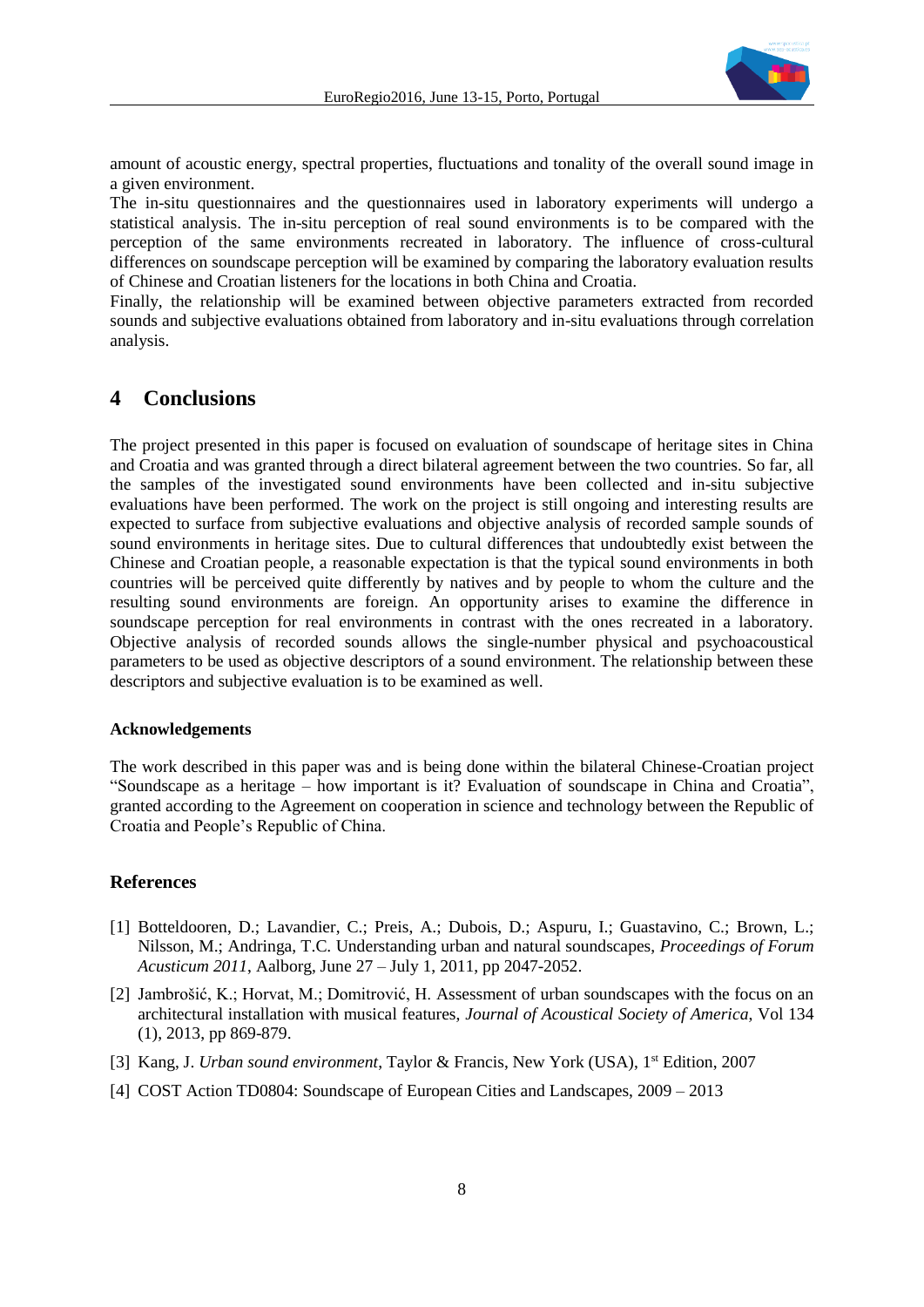amount of acoustic energy, spectral properties, fluctuations and tonality of the overall sound image in a given environment.

The in-situ questionnaires and the questionnaires used in laboratory experiments will undergo a statistical analysis. The in-situ perception of real sound environments is to be compared with the perception of the same environments recreated in laboratory. The influence of cross-cultural differences on soundscape perception will be examined by comparing the laboratory evaluation results of Chinese and Croatian listeners for the locations in both China and Croatia.

Finally, the relationship will be examined between objective parameters extracted from recorded sounds and subjective evaluations obtained from laboratory and in-situ evaluations through correlation analysis.

# 4 Conclusions

The project presented in this paper is focused on evaluation of soundscape of heritage sites in China and Croatia and was granted through a direct bilateral agreement between the two countries. So far, all the samples of the investigated sound environments have been collected and in-situ subjective evaluations have been performed. The work on the project is still ongoing and interesting results are expected to surface from subjective evaluations and objective analysis of recorded sample sounds of sound environments in heritage sites. Due to cultural differences that undoubtedly exist between the Chinese and Croatian people, a reasonable expectation is that the typical sound environments in both countries will be perceived quite differently by natives and by people to whom the culture and the resulting sound environments are foreign. An opportunity arises to examine the difference in soundscape perception for real environments in contrast with the ones recreated in a laboratory. Objective analysis of recorded sounds allows the single-number physical and psychoacoustical parameters to be used as objective descriptors of a sound environment. The relationship between these descriptors and subjective evaluation is to be examined as well.

**Acknowledgements**

The work described in this paper was and is being done within the bilateral Chinese-Croatian project "Soundscape as a heritage – how important is it? Evaluation of soundscape in China and Croatia", granted according to the Agreement on cooperation in science and technology between the Republic of Croatia and People's Republic of China.

**References**

[1] Botteldooren, D.; Lavandier, C.; Preis, A.; Dubois, D.; Aspuru, I.; Guastavino, C.; Brown, L.; Nilsson, M.; Andringa, T.C. Understanding urban and natural soundscapes, *Proceedings of Forum Acusticum 2011*, Aalborg, June 27 – July 1, 2011, pp 2047-2052.

[2] Jambrošić, K.; Horvat, M.; Domitrović, H. Assessment of urban soundscapes with the focus on an architectural installation with musical features, *Journal of Acoustical Society of America*, Vol 134 (1), 2013, pp 869-879.

[3] Kang, J. *Urban sound environment*, Taylor & Francis, New York (USA), 1st Edition, 2007

[4] COST Action TD0804: Soundscape of European Cities and Landscapes, 2009 – 2013